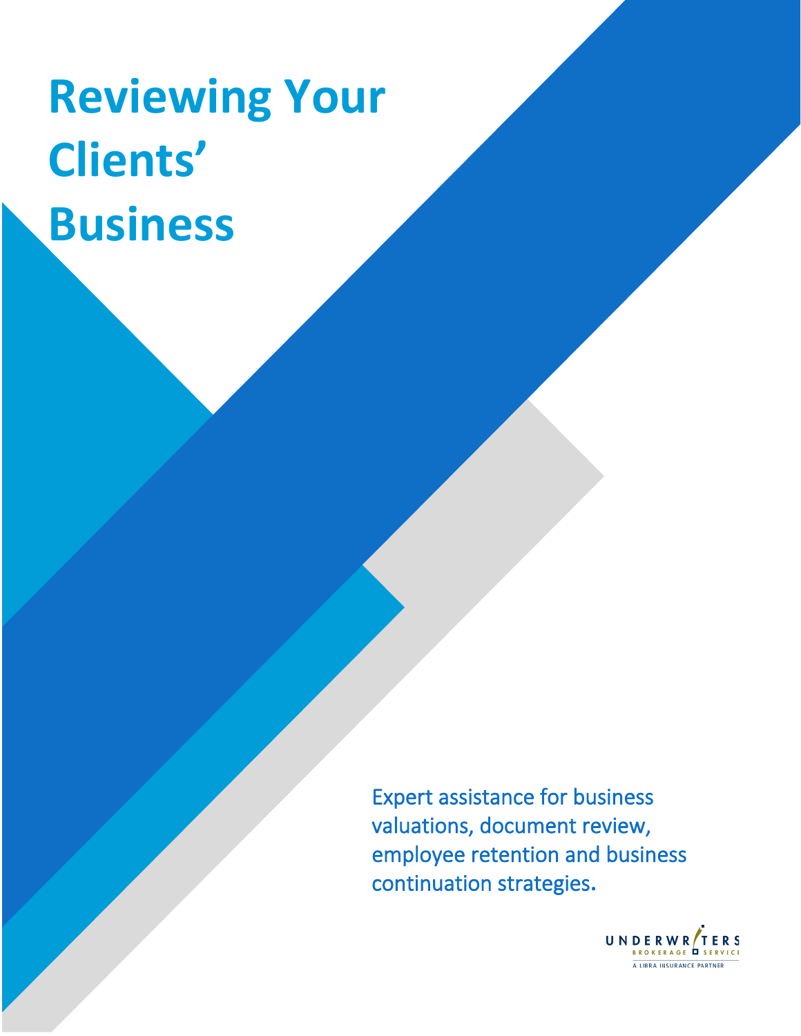# Reviewing Your Clients' Business

Expert assistance for business valuations, document review, employee retention and business continuation strategies.

UNDERWRITERS BROKERAGE SERVICE
A LIBRA INSURANCE PARTNER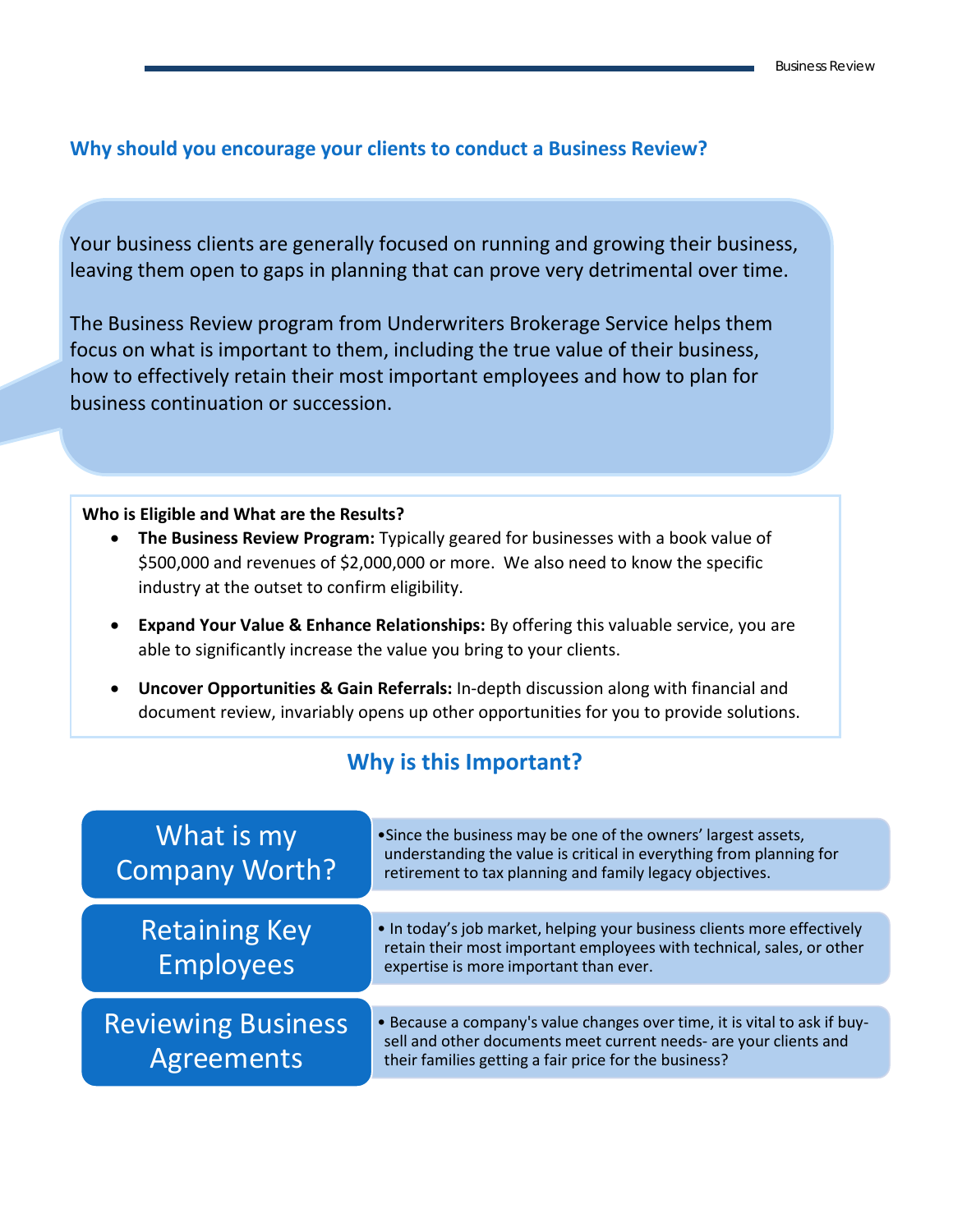## Why should you encourage your clients to conduct a Business Review?

Your business clients are generally focused on running and growing their business, leaving them open to gaps in planning that can prove very detrimental over time.

The Business Review program from Underwriters Brokerage Service helps them focus on what is important to them, including the true value of their business, how to effectively retain their most important employees and how to plan for business continuation or succession.

**Who is Eligible and What are the Results?**

- **The Business Review Program:** Typically geared for businesses with a book value of $500,000 and revenues of $2,000,000 or more. We also need to know the specific industry at the outset to confirm eligibility.
- **Expand Your Value & Enhance Relationships:** By offering this valuable service, you are able to significantly increase the value you bring to your clients.
- **Uncover Opportunities & Gain Referrals:** In-depth discussion along with financial and document review, invariably opens up other opportunities for you to provide solutions.

## Why is this Important?

### What is my Company Worth?

- Since the business may be one of the owners' largest assets, understanding the value is critical in everything from planning for retirement to tax planning and family legacy objectives.

### Retaining Key Employees

- In today's job market, helping your business clients more effectively retain their most important employees with technical, sales, or other expertise is more important than ever.

### Reviewing Business Agreements

- Because a company's value changes over time, it is vital to ask if buy-sell and other documents meet current needs- are your clients and their families getting a fair price for the business?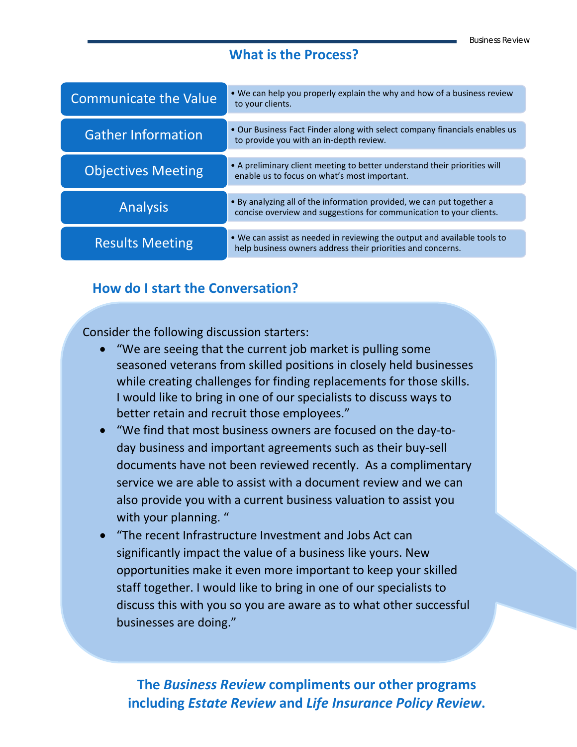## What is the Process?

| Step | Description |
|---|---|
| Communicate the Value | • We can help you properly explain the why and how of a business review to your clients. |
| Gather Information | • Our Business Fact Finder along with select company financials enables us to provide you with an in-depth review. |
| Objectives Meeting | • A preliminary client meeting to better understand their priorities will enable us to focus on what's most important. |
| Analysis | • By analyzing all of the information provided, we can put together a concise overview and suggestions for communication to your clients. |
| Results Meeting | • We can assist as needed in reviewing the output and available tools to help business owners address their priorities and concerns. |

## How do I start the Conversation?

Consider the following discussion starters:

- "We are seeing that the current job market is pulling some seasoned veterans from skilled positions in closely held businesses while creating challenges for finding replacements for those skills. I would like to bring in one of our specialists to discuss ways to better retain and recruit those employees."
- "We find that most business owners are focused on the day-to-day business and important agreements such as their buy-sell documents have not been reviewed recently. As a complimentary service we are able to assist with a document review and we can also provide you with a current business valuation to assist you with your planning. "
- "The recent Infrastructure Investment and Jobs Act can significantly impact the value of a business like yours. New opportunities make it even more important to keep your skilled staff together. I would like to bring in one of our specialists to discuss this with you so you are aware as to what other successful businesses are doing."

**The *Business Review* compliments our other programs including *Estate Review* and *Life Insurance Policy Review*.**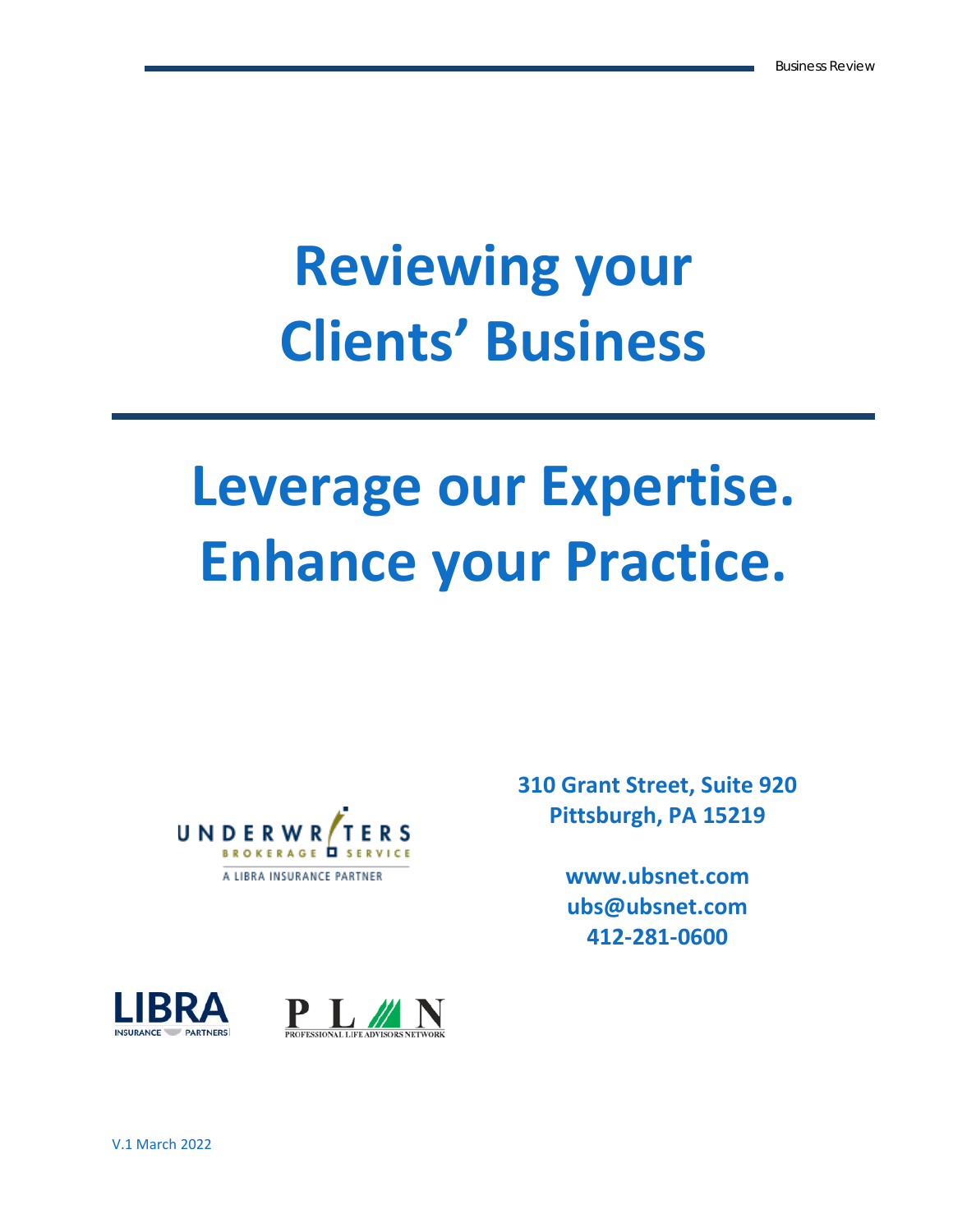# Reviewing your Clients' Business

# Leverage our Expertise. Enhance your Practice.

UNDERWRITERS BROKERAGE SERVICE
A LIBRA INSURANCE PARTNER

**310 Grant Street, Suite 920**
**Pittsburgh, PA 15219**

**www.ubsnet.com**
**ubs@ubsnet.com**
**412-281-0600**

LIBRA INSURANCE PARTNERS

PLAN PROFESSIONAL LIFE ADVISORS NETWORK

V.1 March 2022